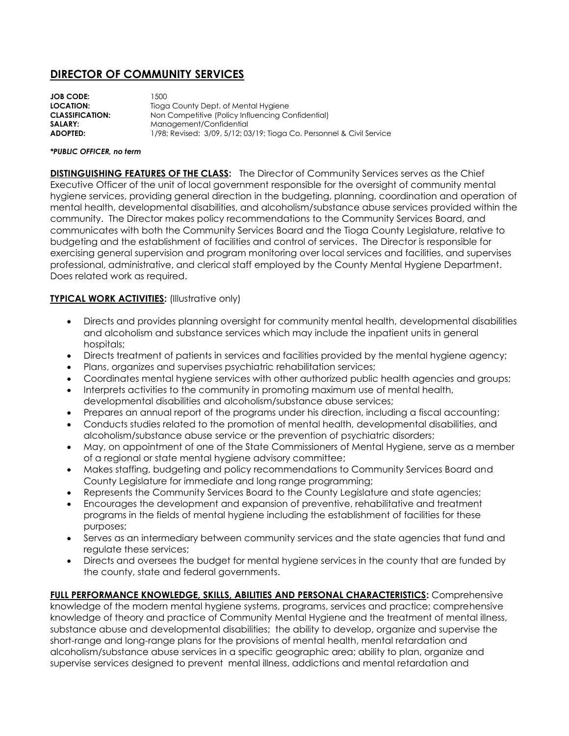# DIRECTOR OF COMMUNITY SERVICES

**JOB CODE:** 1500
**LOCATION:** Tioga County Dept. of Mental Hygiene
**CLASSIFICATION:** Non Competitive (Policy Influencing Confidential)
**SALARY:** Management/Confidential
**ADOPTED:** 1/98; Revised: 3/09, 5/12; 03/19; Tioga Co. Personnel & Civil Service

***PUBLIC OFFICER, no term***

**DISTINGUISHING FEATURES OF THE CLASS:** The Director of Community Services serves as the Chief Executive Officer of the unit of local government responsible for the oversight of community mental hygiene services, providing general direction in the budgeting, planning, coordination and operation of mental health, developmental disabilities, and alcoholism/substance abuse services provided within the community. The Director makes policy recommendations to the Community Services Board, and communicates with both the Community Services Board and the Tioga County Legislature, relative to budgeting and the establishment of facilities and control of services. The Director is responsible for exercising general supervision and program monitoring over local services and facilities, and supervises professional, administrative, and clerical staff employed by the County Mental Hygiene Department. Does related work as required.

**TYPICAL WORK ACTIVITIES:** (Illustrative only)

- Directs and provides planning oversight for community mental health, developmental disabilities and alcoholism and substance services which may include the inpatient units in general hospitals;
- Directs treatment of patients in services and facilities provided by the mental hygiene agency;
- Plans, organizes and supervises psychiatric rehabilitation services;
- Coordinates mental hygiene services with other authorized public health agencies and groups;
- Interprets activities to the community in promoting maximum use of mental health, developmental disabilities and alcoholism/substance abuse services;
- Prepares an annual report of the programs under his direction, including a fiscal accounting;
- Conducts studies related to the promotion of mental health, developmental disabilities, and alcoholism/substance abuse service or the prevention of psychiatric disorders;
- May, on appointment of one of the State Commissioners of Mental Hygiene, serve as a member of a regional or state mental hygiene advisory committee;
- Makes staffing, budgeting and policy recommendations to Community Services Board and County Legislature for immediate and long range programming;
- Represents the Community Services Board to the County Legislature and state agencies;
- Encourages the development and expansion of preventive, rehabilitative and treatment programs in the fields of mental hygiene including the establishment of facilities for these purposes;
- Serves as an intermediary between community services and the state agencies that fund and regulate these services;
- Directs and oversees the budget for mental hygiene services in the county that are funded by the county, state and federal governments.

**FULL PERFORMANCE KNOWLEDGE, SKILLS, ABILITIES AND PERSONAL CHARACTERISTICS:** Comprehensive knowledge of the modern mental hygiene systems, programs, services and practice; comprehensive knowledge of theory and practice of Community Mental Hygiene and the treatment of mental illness, substance abuse and developmental disabilities; the ability to develop, organize and supervise the short-range and long-range plans for the provisions of mental health, mental retardation and alcoholism/substance abuse services in a specific geographic area; ability to plan, organize and supervise services designed to prevent mental illness, addictions and mental retardation and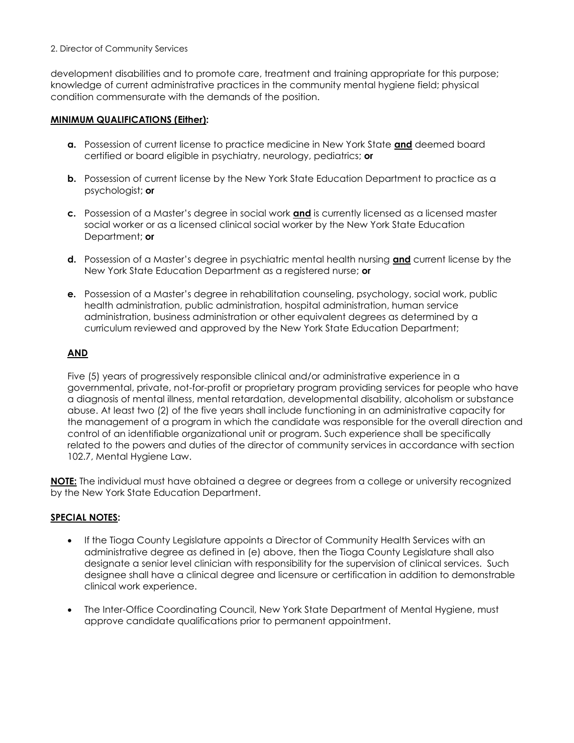development disabilities and to promote care, treatment and training appropriate for this purpose; knowledge of current administrative practices in the community mental hygiene field; physical condition commensurate with the demands of the position.

**MINIMUM QUALIFICATIONS (Either):**

- **a.** Possession of current license to practice medicine in New York State **and** deemed board certified or board eligible in psychiatry, neurology, pediatrics; **or**

- **b.** Possession of current license by the New York State Education Department to practice as a psychologist; **or**

- **c.** Possession of a Master's degree in social work **and** is currently licensed as a licensed master social worker or as a licensed clinical social worker by the New York State Education Department; **or**

- **d.** Possession of a Master's degree in psychiatric mental health nursing **and** current license by the New York State Education Department as a registered nurse; **or**

- **e.** Possession of a Master's degree in rehabilitation counseling, psychology, social work, public health administration, public administration, hospital administration, human service administration, business administration or other equivalent degrees as determined by a curriculum reviewed and approved by the New York State Education Department;

**AND**

Five (5) years of progressively responsible clinical and/or administrative experience in a governmental, private, not-for-profit or proprietary program providing services for people who have a diagnosis of mental illness, mental retardation, developmental disability, alcoholism or substance abuse. At least two (2) of the five years shall include functioning in an administrative capacity for the management of a program in which the candidate was responsible for the overall direction and control of an identifiable organizational unit or program. Such experience shall be specifically related to the powers and duties of the director of community services in accordance with section 102.7, Mental Hygiene Law.

**NOTE:** The individual must have obtained a degree or degrees from a college or university recognized by the New York State Education Department.

**SPECIAL NOTES:**

- If the Tioga County Legislature appoints a Director of Community Health Services with an administrative degree as defined in (e) above, then the Tioga County Legislature shall also designate a senior level clinician with responsibility for the supervision of clinical services. Such designee shall have a clinical degree and licensure or certification in addition to demonstrable clinical work experience.

- The Inter-Office Coordinating Council, New York State Department of Mental Hygiene, must approve candidate qualifications prior to permanent appointment.